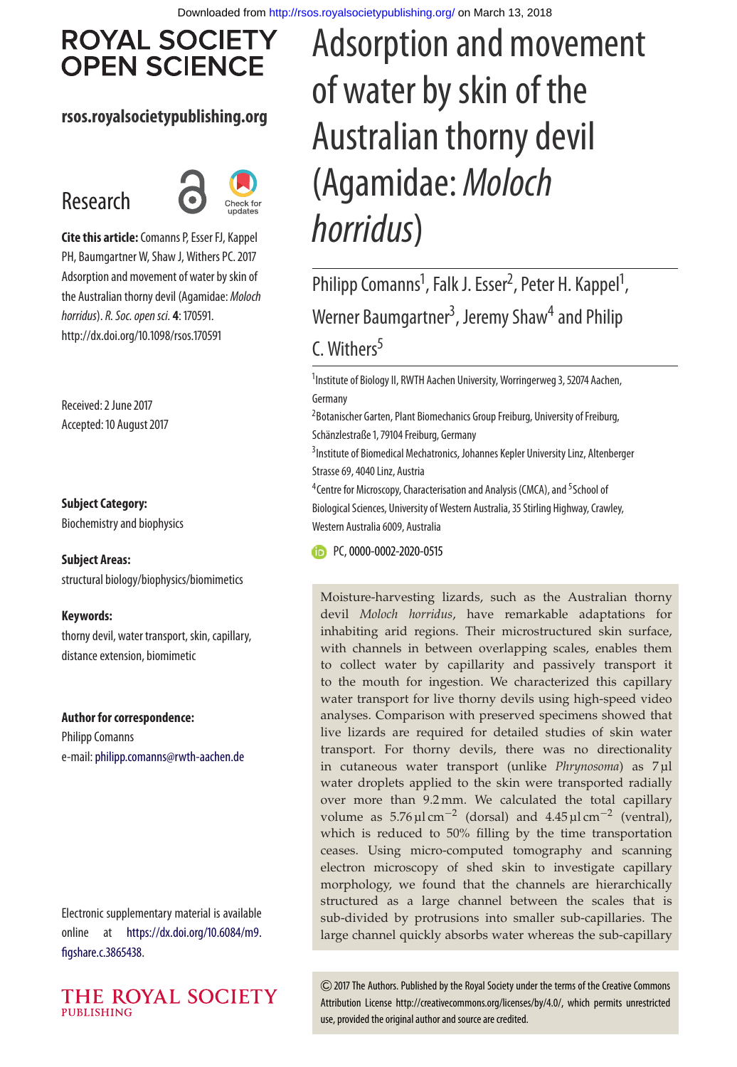# Adsorption and movement of water by skin of the Australian thorny devil (Agamidae: *Moloch horridus*)

Philipp Comanns[1], Falk J. Esser[2], Peter H. Kappel[1], Werner Baumgartner[3], Jeremy Shaw[4] and Philip C. Withers[5]

[1]Institute of Biology II, RWTH Aachen University, Worringerweg 3, 52074 Aachen, Germany

[2]Botanischer Garten, Plant Biomechanics Group Freiburg, University of Freiburg, Schänzlestraße 1, 79104 Freiburg, Germany

[3]Institute of Biomedical Mechatronics, Johannes Kepler University Linz, Altenberger Strasse 69, 4040 Linz, Austria

[4]Centre for Microscopy, Characterisation and Analysis (CMCA), and [5]School of Biological Sciences, University of Western Australia, 35 Stirling Highway, Crawley, Western Australia 6009, Australia

PC, 0000-0002-2020-0515

**Research**

**Cite this article:** Comanns P, Esser FJ, Kappel PH, Baumgartner W, Shaw J, Withers PC. 2017 Adsorption and movement of water by skin of the Australian thorny devil (Agamidae: *Moloch horridus*). *R. Soc. open sci.* **4**: 170591. http://dx.doi.org/10.1098/rsos.170591

Received: 2 June 2017
Accepted: 10 August 2017

**Subject Category:**
Biochemistry and biophysics

**Subject Areas:**
structural biology/biophysics/biomimetics

**Keywords:**
thorny devil, water transport, skin, capillary, distance extension, biomimetic

**Author for correspondence:**
Philipp Comanns
e-mail: philipp.comanns@rwth-aachen.de

Electronic supplementary material is available online at https://dx.doi.org/10.6084/m9.figshare.c.3865438.

Moisture-harvesting lizards, such as the Australian thorny devil *Moloch horridus*, have remarkable adaptations for inhabiting arid regions. Their microstructured skin surface, with channels in between overlapping scales, enables them to collect water by capillarity and passively transport it to the mouth for ingestion. We characterized this capillary water transport for live thorny devils using high-speed video analyses. Comparison with preserved specimens showed that live lizards are required for detailed studies of skin water transport. For thorny devils, there was no directionality in cutaneous water transport (unlike *Phrynosoma*) as 7 µl water droplets applied to the skin were transported radially over more than 9.2 mm. We calculated the total capillary volume as 5.76 µl cm$^{-2}$ (dorsal) and 4.45 µl cm$^{-2}$ (ventral), which is reduced to 50% filling by the time transportation ceases. Using micro-computed tomography and scanning electron microscopy of shed skin to investigate capillary morphology, we found that the channels are hierarchically structured as a large channel between the scales that is sub-divided by protrusions into smaller sub-capillaries. The large channel quickly absorbs water whereas the sub-capillary

© 2017 The Authors. Published by the Royal Society under the terms of the Creative Commons Attribution License http://creativecommons.org/licenses/by/4.0/, which permits unrestricted use, provided the original author and source are credited.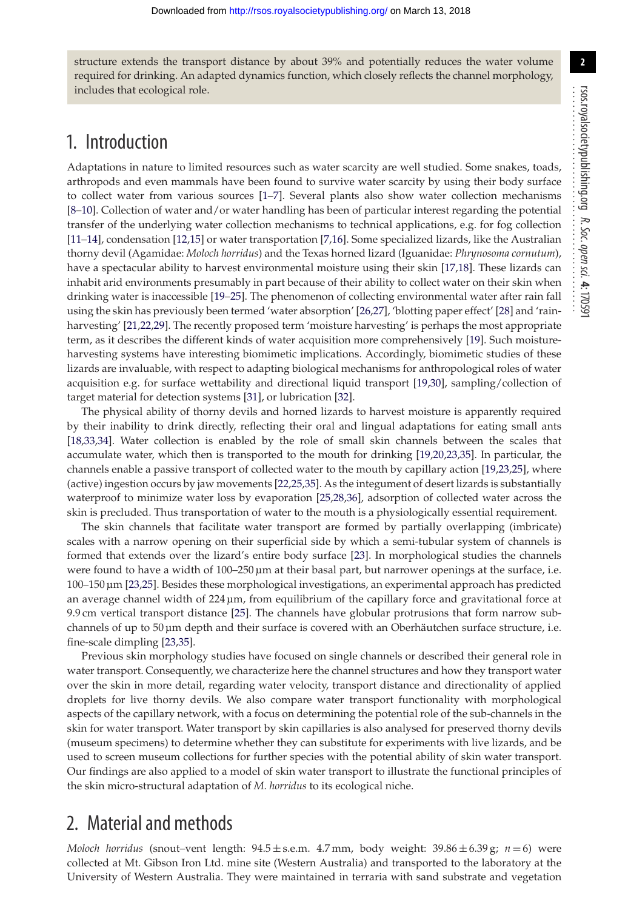structure extends the transport distance by about 39% and potentially reduces the water volume required for drinking. An adapted dynamics function, which closely reflects the channel morphology, includes that ecological role.

## 1. Introduction

Adaptations in nature to limited resources such as water scarcity are well studied. Some snakes, toads, arthropods and even mammals have been found to survive water scarcity by using their body surface to collect water from various sources [1–7]. Several plants also show water collection mechanisms [8–10]. Collection of water and/or water handling has been of particular interest regarding the potential transfer of the underlying water collection mechanisms to technical applications, e.g. for fog collection [11–14], condensation [12,15] or water transportation [7,16]. Some specialized lizards, like the Australian thorny devil (Agamidae: *Moloch horridus*) and the Texas horned lizard (Iguanidae: *Phrynosoma cornutum*), have a spectacular ability to harvest environmental moisture using their skin [17,18]. These lizards can inhabit arid environments presumably in part because of their ability to collect water on their skin when drinking water is inaccessible [19–25]. The phenomenon of collecting environmental water after rain fall using the skin has previously been termed 'water absorption' [26,27], 'blotting paper effect' [28] and 'rain-harvesting' [21,22,29]. The recently proposed term 'moisture harvesting' is perhaps the most appropriate term, as it describes the different kinds of water acquisition more comprehensively [19]. Such moisture-harvesting systems have interesting biomimetic implications. Accordingly, biomimetic studies of these lizards are invaluable, with respect to adapting biological mechanisms for anthropological roles of water acquisition e.g. for surface wettability and directional liquid transport [19,30], sampling/collection of target material for detection systems [31], or lubrication [32].

The physical ability of thorny devils and horned lizards to harvest moisture is apparently required by their inability to drink directly, reflecting their oral and lingual adaptations for eating small ants [18,33,34]. Water collection is enabled by the role of small skin channels between the scales that accumulate water, which then is transported to the mouth for drinking [19,20,23,35]. In particular, the channels enable a passive transport of collected water to the mouth by capillary action [19,23,25], where (active) ingestion occurs by jaw movements [22,25,35]. As the integument of desert lizards is substantially waterproof to minimize water loss by evaporation [25,28,36], adsorption of collected water across the skin is precluded. Thus transportation of water to the mouth is a physiologically essential requirement.

The skin channels that facilitate water transport are formed by partially overlapping (imbricate) scales with a narrow opening on their superficial side by which a semi-tubular system of channels is formed that extends over the lizard's entire body surface [23]. In morphological studies the channels were found to have a width of 100–250 µm at their basal part, but narrower openings at the surface, i.e. 100–150 µm [23,25]. Besides these morphological investigations, an experimental approach has predicted an average channel width of 224 µm, from equilibrium of the capillary force and gravitational force at 9.9 cm vertical transport distance [25]. The channels have globular protrusions that form narrow sub-channels of up to 50 µm depth and their surface is covered with an Oberhäutchen surface structure, i.e. fine-scale dimpling [23,35].

Previous skin morphology studies have focused on single channels or described their general role in water transport. Consequently, we characterize here the channel structures and how they transport water over the skin in more detail, regarding water velocity, transport distance and directionality of applied droplets for live thorny devils. We also compare water transport functionality with morphological aspects of the capillary network, with a focus on determining the potential role of the sub-channels in the skin for water transport. Water transport by skin capillaries is also analysed for preserved thorny devils (museum specimens) to determine whether they can substitute for experiments with live lizards, and be used to screen museum collections for further species with the potential ability of skin water transport. Our findings are also applied to a model of skin water transport to illustrate the functional principles of the skin micro-structural adaptation of *M. horridus* to its ecological niche.

## 2. Material and methods

*Moloch horridus* (snout–vent length: 94.5 ± s.e.m. 4.7 mm, body weight: 39.86 ± 6.39 g; $n = 6$) were collected at Mt. Gibson Iron Ltd. mine site (Western Australia) and transported to the laboratory at the University of Western Australia. They were maintained in terraria with sand substrate and vegetation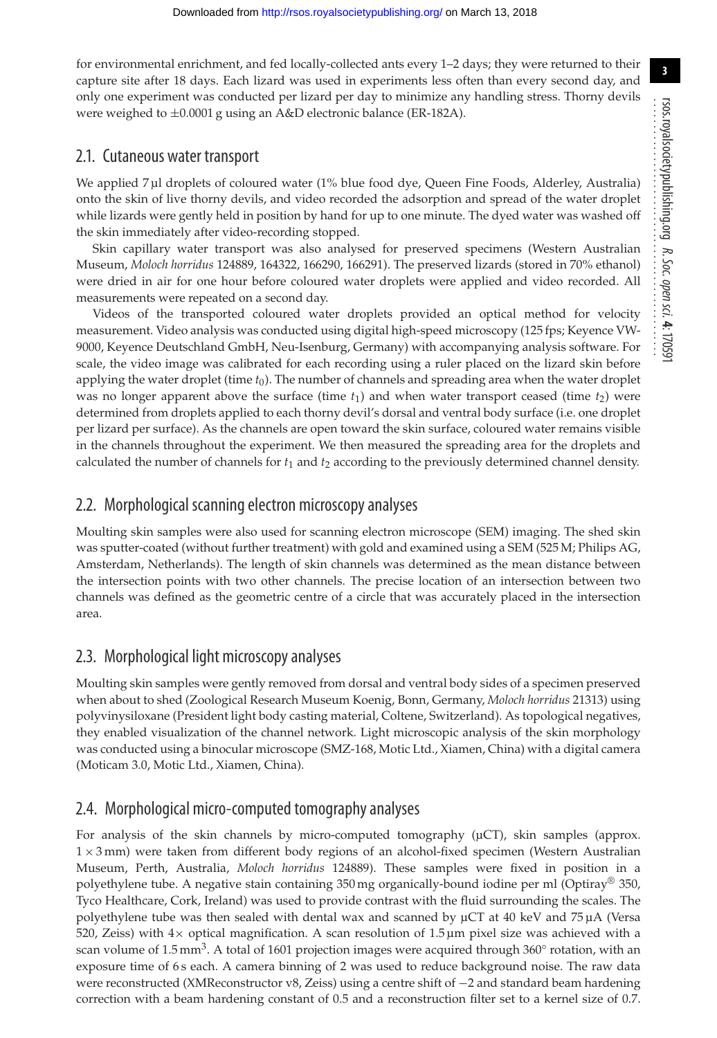for environmental enrichment, and fed locally-collected ants every 1–2 days; they were returned to their capture site after 18 days. Each lizard was used in experiments less often than every second day, and only one experiment was conducted per lizard per day to minimize any handling stress. Thorny devils were weighed to ±0.0001 g using an A&D electronic balance (ER-182A).

## 2.1. Cutaneous water transport

We applied 7 µl droplets of coloured water (1% blue food dye, Queen Fine Foods, Alderley, Australia) onto the skin of live thorny devils, and video recorded the adsorption and spread of the water droplet while lizards were gently held in position by hand for up to one minute. The dyed water was washed off the skin immediately after video-recording stopped.

Skin capillary water transport was also analysed for preserved specimens (Western Australian Museum, *Moloch horridus* 124889, 164322, 166290, 166291). The preserved lizards (stored in 70% ethanol) were dried in air for one hour before coloured water droplets were applied and video recorded. All measurements were repeated on a second day.

Videos of the transported coloured water droplets provided an optical method for velocity measurement. Video analysis was conducted using digital high-speed microscopy (125 fps; Keyence VW-9000, Keyence Deutschland GmbH, Neu-Isenburg, Germany) with accompanying analysis software. For scale, the video image was calibrated for each recording using a ruler placed on the lizard skin before applying the water droplet (time $t_0$). The number of channels and spreading area when the water droplet was no longer apparent above the surface (time $t_1$) and when water transport ceased (time $t_2$) were determined from droplets applied to each thorny devil's dorsal and ventral body surface (i.e. one droplet per lizard per surface). As the channels are open toward the skin surface, coloured water remains visible in the channels throughout the experiment. We then measured the spreading area for the droplets and calculated the number of channels for $t_1$ and $t_2$ according to the previously determined channel density.

## 2.2. Morphological scanning electron microscopy analyses

Moulting skin samples were also used for scanning electron microscope (SEM) imaging. The shed skin was sputter-coated (without further treatment) with gold and examined using a SEM (525 M; Philips AG, Amsterdam, Netherlands). The length of skin channels was determined as the mean distance between the intersection points with two other channels. The precise location of an intersection between two channels was defined as the geometric centre of a circle that was accurately placed in the intersection area.

## 2.3. Morphological light microscopy analyses

Moulting skin samples were gently removed from dorsal and ventral body sides of a specimen preserved when about to shed (Zoological Research Museum Koenig, Bonn, Germany, *Moloch horridus* 21313) using polyvinysiloxane (President light body casting material, Coltene, Switzerland). As topological negatives, they enabled visualization of the channel network. Light microscopic analysis of the skin morphology was conducted using a binocular microscope (SMZ-168, Motic Ltd., Xiamen, China) with a digital camera (Moticam 3.0, Motic Ltd., Xiamen, China).

## 2.4. Morphological micro-computed tomography analyses

For analysis of the skin channels by micro-computed tomography (µCT), skin samples (approx. 1 × 3 mm) were taken from different body regions of an alcohol-fixed specimen (Western Australian Museum, Perth, Australia, *Moloch horridus* 124889). These samples were fixed in position in a polyethylene tube. A negative stain containing 350 mg organically-bound iodine per ml (Optiray® 350, Tyco Healthcare, Cork, Ireland) was used to provide contrast with the fluid surrounding the scales. The polyethylene tube was then sealed with dental wax and scanned by µCT at 40 keV and 75 µA (Versa 520, Zeiss) with 4× optical magnification. A scan resolution of 1.5 µm pixel size was achieved with a scan volume of 1.5 mm$^3$. A total of 1601 projection images were acquired through 360° rotation, with an exposure time of 6 s each. A camera binning of 2 was used to reduce background noise. The raw data were reconstructed (XMReconstructor v8, Zeiss) using a centre shift of −2 and standard beam hardening correction with a beam hardening constant of 0.5 and a reconstruction filter set to a kernel size of 0.7.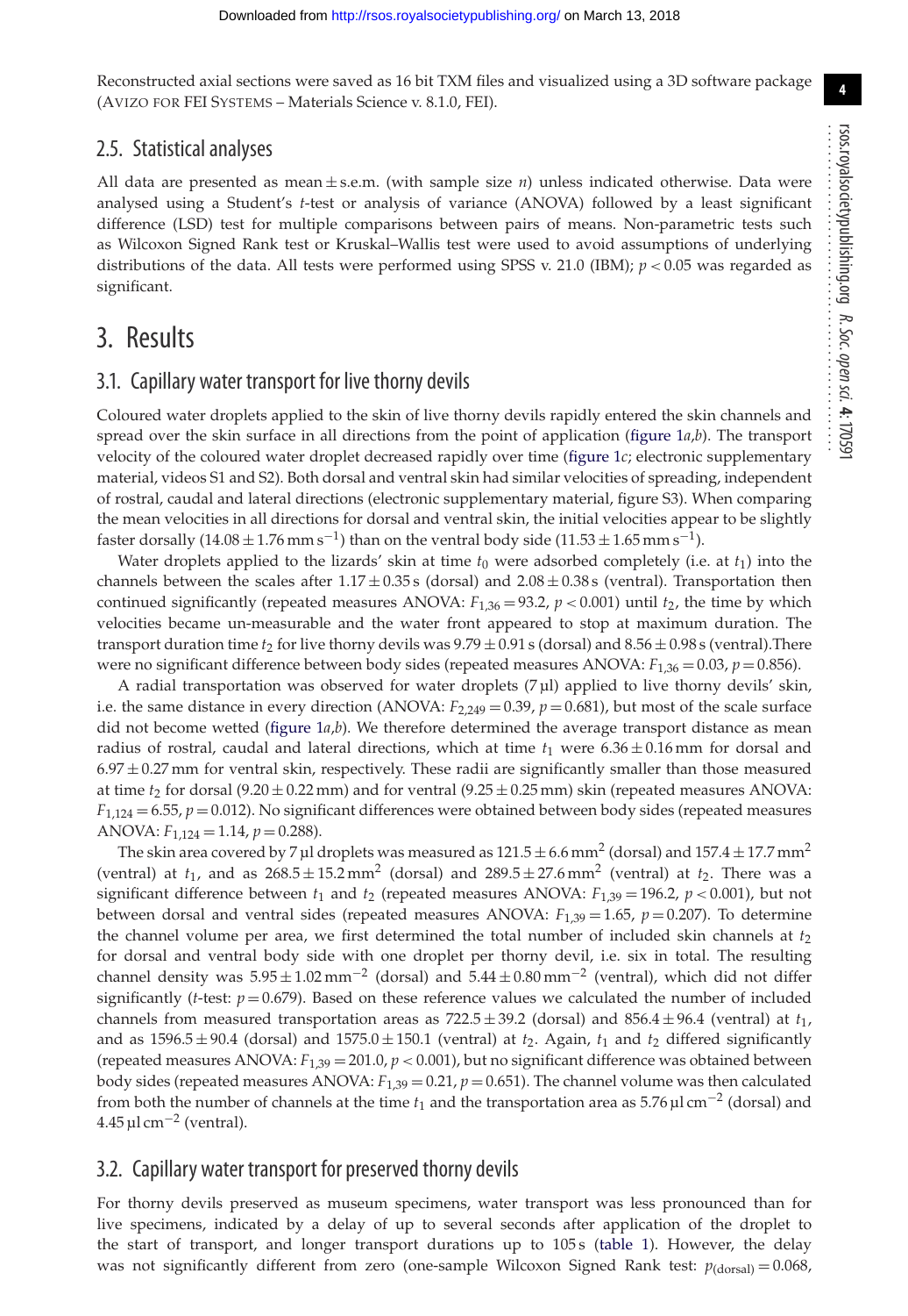Reconstructed axial sections were saved as 16 bit TXM files and visualized using a 3D software package (Avizo for FEI Systems – Materials Science v. 8.1.0, FEI).

## 2.5. Statistical analyses

All data are presented as mean ± s.e.m. (with sample size $n$) unless indicated otherwise. Data were analysed using a Student's $t$-test or analysis of variance (ANOVA) followed by a least significant difference (LSD) test for multiple comparisons between pairs of means. Non-parametric tests such as Wilcoxon Signed Rank test or Kruskal–Wallis test were used to avoid assumptions of underlying distributions of the data. All tests were performed using SPSS v. 21.0 (IBM); $p < 0.05$ was regarded as significant.

# 3. Results

## 3.1. Capillary water transport for live thorny devils

Coloured water droplets applied to the skin of live thorny devils rapidly entered the skin channels and spread over the skin surface in all directions from the point of application (figure 1*a*,*b*). The transport velocity of the coloured water droplet decreased rapidly over time (figure 1*c*; electronic supplementary material, videos S1 and S2). Both dorsal and ventral skin had similar velocities of spreading, independent of rostral, caudal and lateral directions (electronic supplementary material, figure S3). When comparing the mean velocities in all directions for dorsal and ventral skin, the initial velocities appear to be slightly faster dorsally ($14.08 \pm 1.76\ \mathrm{mm\,s^{-1}}$) than on the ventral body side ($11.53 \pm 1.65\ \mathrm{mm\,s^{-1}}$).

Water droplets applied to the lizards' skin at time $t_0$ were adsorbed completely (i.e. at $t_1$) into the channels between the scales after $1.17 \pm 0.35$ s (dorsal) and $2.08 \pm 0.38$ s (ventral). Transportation then continued significantly (repeated measures ANOVA: $F_{1,36} = 93.2$, $p < 0.001$) until $t_2$, the time by which velocities became un-measurable and the water front appeared to stop at maximum duration. The transport duration time $t_2$ for live thorny devils was $9.79 \pm 0.91$ s (dorsal) and $8.56 \pm 0.98$ s (ventral).There were no significant difference between body sides (repeated measures ANOVA: $F_{1,36} = 0.03$, $p = 0.856$).

A radial transportation was observed for water droplets (7 µl) applied to live thorny devils' skin, i.e. the same distance in every direction (ANOVA: $F_{2,249} = 0.39$, $p = 0.681$), but most of the scale surface did not become wetted (figure 1*a*,*b*). We therefore determined the average transport distance as mean radius of rostral, caudal and lateral directions, which at time $t_1$ were $6.36 \pm 0.16$ mm for dorsal and $6.97 \pm 0.27$ mm for ventral skin, respectively. These radii are significantly smaller than those measured at time $t_2$ for dorsal ($9.20 \pm 0.22$ mm) and for ventral ($9.25 \pm 0.25$ mm) skin (repeated measures ANOVA: $F_{1,124} = 6.55$, $p = 0.012$). No significant differences were obtained between body sides (repeated measures ANOVA: $F_{1,124} = 1.14$, $p = 0.288$).

The skin area covered by 7 µl droplets was measured as $121.5 \pm 6.6\ \mathrm{mm^2}$ (dorsal) and $157.4 \pm 17.7\ \mathrm{mm^2}$ (ventral) at $t_1$, and as $268.5 \pm 15.2\ \mathrm{mm^2}$ (dorsal) and $289.5 \pm 27.6\ \mathrm{mm^2}$ (ventral) at $t_2$. There was a significant difference between $t_1$ and $t_2$ (repeated measures ANOVA: $F_{1,39} = 196.2$, $p < 0.001$), but not between dorsal and ventral sides (repeated measures ANOVA: $F_{1,39} = 1.65$, $p = 0.207$). To determine the channel volume per area, we first determined the total number of included skin channels at $t_2$ for dorsal and ventral body side with one droplet per thorny devil, i.e. six in total. The resulting channel density was $5.95 \pm 1.02\ \mathrm{mm^{-2}}$ (dorsal) and $5.44 \pm 0.80\ \mathrm{mm^{-2}}$ (ventral), which did not differ significantly ($t$-test: $p = 0.679$). Based on these reference values we calculated the number of included channels from measured transportation areas as $722.5 \pm 39.2$ (dorsal) and $856.4 \pm 96.4$ (ventral) at $t_1$, and as $1596.5 \pm 90.4$ (dorsal) and $1575.0 \pm 150.1$ (ventral) at $t_2$. Again, $t_1$ and $t_2$ differed significantly (repeated measures ANOVA: $F_{1,39} = 201.0$, $p < 0.001$), but no significant difference was obtained between body sides (repeated measures ANOVA: $F_{1,39} = 0.21$, $p = 0.651$). The channel volume was then calculated from both the number of channels at the time $t_1$ and the transportation area as $5.76\ \mathrm{\mu l\,cm^{-2}}$ (dorsal) and $4.45\ \mathrm{\mu l\,cm^{-2}}$ (ventral).

## 3.2. Capillary water transport for preserved thorny devils

For thorny devils preserved as museum specimens, water transport was less pronounced than for live specimens, indicated by a delay of up to several seconds after application of the droplet to the start of transport, and longer transport durations up to 105 s (table 1). However, the delay was not significantly different from zero (one-sample Wilcoxon Signed Rank test: $p_{(\mathrm{dorsal})} = 0.068$,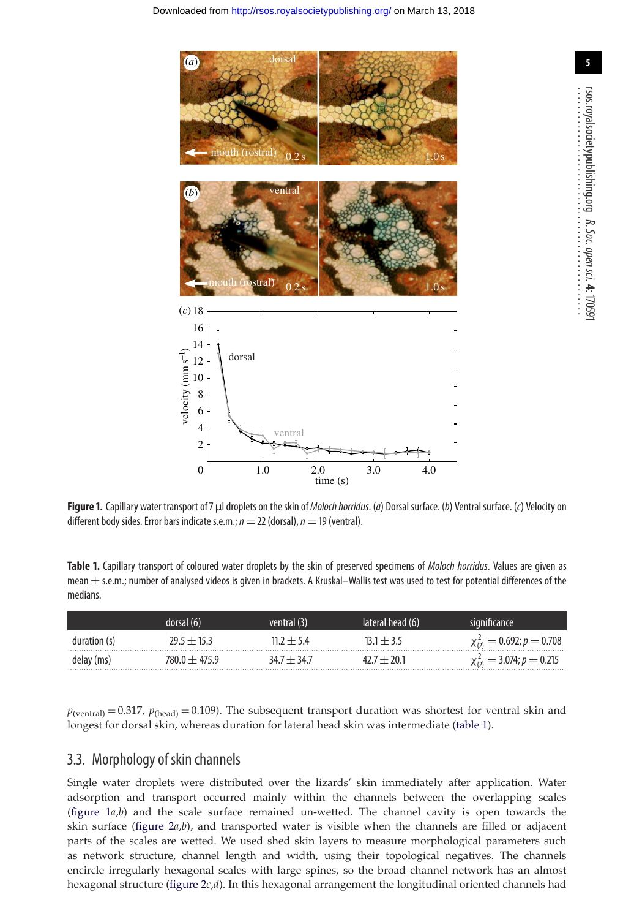**Figure 1.** Capillary water transport of 7 µl droplets on the skin of *Moloch horridus*. (*a*) Dorsal surface. (*b*) Ventral surface. (*c*) Velocity on different body sides. Error bars indicate s.e.m.; $n = 22$ (dorsal), $n = 19$ (ventral).

**Table 1.** Capillary transport of coloured water droplets by the skin of preserved specimens of *Moloch horridus*. Values are given as mean ± s.e.m.; number of analysed videos is given in brackets. A Kruskal–Wallis test was used to test for potential differences of the medians.

| | dorsal (6) | ventral (3) | lateral head (6) | significance |
|---|---|---|---|---|
| duration (s) | 29.5 ± 15.3 | 11.2 ± 5.4 | 13.1 ± 3.5 | $\chi^2_{(2)} = 0.692$; $p = 0.708$ |
| delay (ms) | 780.0 ± 475.9 | 34.7 ± 34.7 | 42.7 ± 20.1 | $\chi^2_{(2)} = 3.074$; $p = 0.215$ |

$p_{(\text{ventral})} = 0.317$, $p_{(\text{head})} = 0.109$). The subsequent transport duration was shortest for ventral skin and longest for dorsal skin, whereas duration for lateral head skin was intermediate (table 1).

## 3.3. Morphology of skin channels

Single water droplets were distributed over the lizards' skin immediately after application. Water adsorption and transport occurred mainly within the channels between the overlapping scales (figure 1*a*,*b*) and the scale surface remained un-wetted. The channel cavity is open towards the skin surface (figure 2*a*,*b*), and transported water is visible when the channels are filled or adjacent parts of the scales are wetted. We used shed skin layers to measure morphological parameters such as network structure, channel length and width, using their topological negatives. The channels encircle irregularly hexagonal scales with large spines, so the broad channel network has an almost hexagonal structure (figure 2*c*,*d*). In this hexagonal arrangement the longitudinal oriented channels had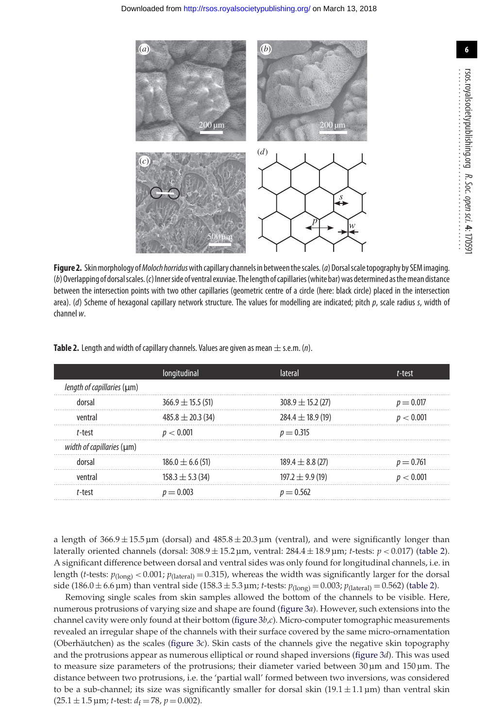**Figure 2.** Skin morphology of *Moloch horridus* with capillary channels in between the scales. (*a*) Dorsal scale topography by SEM imaging. (*b*) Overlapping of dorsal scales. (*c*) Inner side of ventral exuviae. The length of capillaries (white bar) was determined as the mean distance between the intersection points with two other capillaries (geometric centre of a circle (here: black circle) placed in the intersection area). (*d*) Scheme of hexagonal capillary network structure. The values for modelling are indicated; pitch *p*, scale radius *s*, width of channel *w*.

**Table 2.** Length and width of capillary channels. Values are given as mean ± s.e.m. (*n*).

| | longitudinal | lateral | *t*-test |
|---|---|---|---|
| *length of capillaries* (µm) | | | |
| dorsal | 366.9 ± 15.5 (51) | 308.9 ± 15.2 (27) | $p = 0.017$ |
| ventral | 485.8 ± 20.3 (34) | 284.4 ± 18.9 (19) | $p < 0.001$ |
| *t*-test | $p < 0.001$ | $p = 0.315$ | |
| *width of capillaries* (µm) | | | |
| dorsal | 186.0 ± 6.6 (51) | 189.4 ± 8.8 (27) | $p = 0.761$ |
| ventral | 158.3 ± 5.3 (34) | 197.2 ± 9.9 (19) | $p < 0.001$ |
| *t*-test | $p = 0.003$ | $p = 0.562$ | |

a length of 366.9 ± 15.5 µm (dorsal) and 485.8 ± 20.3 µm (ventral), and were significantly longer than laterally oriented channels (dorsal: 308.9 ± 15.2 µm, ventral: 284.4 ± 18.9 µm; *t*-tests: $p < 0.017$) (table 2). A significant difference between dorsal and ventral sides was only found for longitudinal channels, i.e. in length (*t*-tests: $p_{(long)} < 0.001$; $p_{(lateral)} = 0.315$), whereas the width was significantly larger for the dorsal side (186.0 ± 6.6 µm) than ventral side (158.3 ± 5.3 µm; *t*-tests: $p_{(long)} = 0.003$; $p_{(lateral)} = 0.562$) (table 2).

Removing single scales from skin samples allowed the bottom of the channels to be visible. Here, numerous protrusions of varying size and shape are found (figure 3*a*). However, such extensions into the channel cavity were only found at their bottom (figure 3*b*,*c*). Micro-computer tomographic measurements revealed an irregular shape of the channels with their surface covered by the same micro-ornamentation (Oberhäutchen) as the scales (figure 3*c*). Skin casts of the channels give the negative skin topography and the protrusions appear as numerous elliptical or round shaped inversions (figure 3*d*). This was used to measure size parameters of the protrusions; their diameter varied between 30 µm and 150 µm. The distance between two protrusions, i.e. the 'partial wall' formed between two inversions, was considered to be a sub-channel; its size was significantly smaller for dorsal skin (19.1 ± 1.1 µm) than ventral skin (25.1 ± 1.5 µm; *t*-test: $d_f = 78$, $p = 0.002$).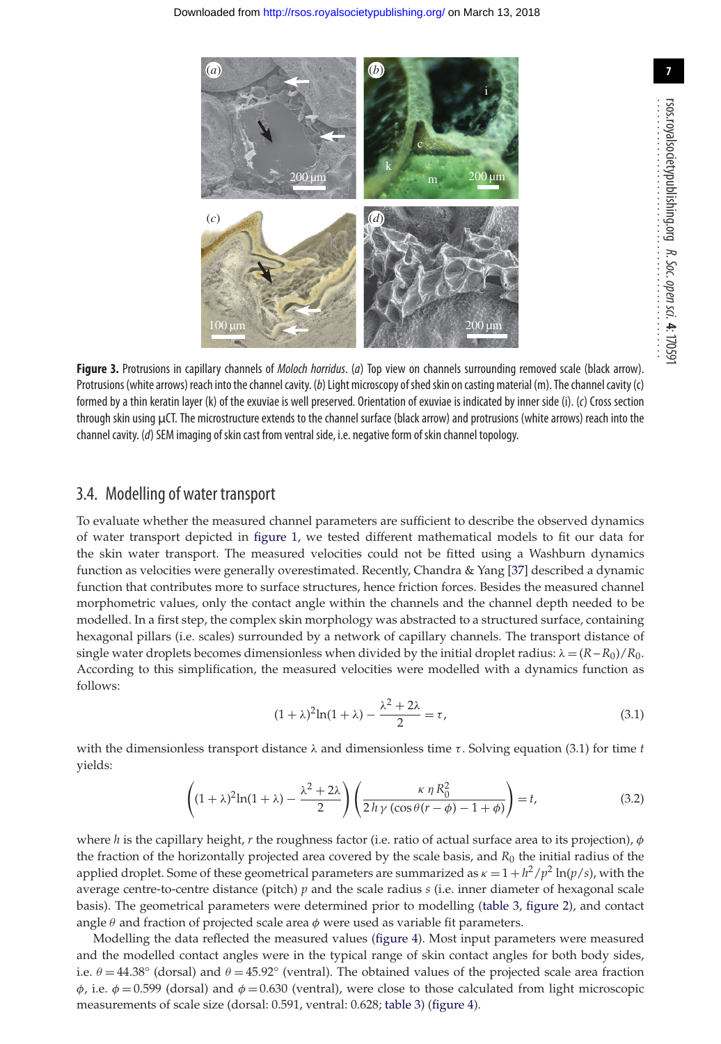**Figure 3.** Protrusions in capillary channels of *Moloch horridus*. (*a*) Top view on channels surrounding removed scale (black arrow). Protrusions (white arrows) reach into the channel cavity. (*b*) Light microscopy of shed skin on casting material (m). The channel cavity (c) formed by a thin keratin layer (k) of the exuviae is well preserved. Orientation of exuviae is indicated by inner side (i). (*c*) Cross section through skin using µCT. The microstructure extends to the channel surface (black arrow) and protrusions (white arrows) reach into the channel cavity. (*d*) SEM imaging of skin cast from ventral side, i.e. negative form of skin channel topology.

## 3.4. Modelling of water transport

To evaluate whether the measured channel parameters are sufficient to describe the observed dynamics of water transport depicted in figure 1, we tested different mathematical models to fit our data for the skin water transport. The measured velocities could not be fitted using a Washburn dynamics function as velocities were generally overestimated. Recently, Chandra & Yang [37] described a dynamic function that contributes more to surface structures, hence friction forces. Besides the measured channel morphometric values, only the contact angle within the channels and the channel depth needed to be modelled. In a first step, the complex skin morphology was abstracted to a structured surface, containing hexagonal pillars (i.e. scales) surrounded by a network of capillary channels. The transport distance of single water droplets becomes dimensionless when divided by the initial droplet radius: $\lambda = (R - R_0)/R_0$. According to this simplification, the measured velocities were modelled with a dynamics function as follows:

$$(1+\lambda)^2 \ln(1+\lambda) - \frac{\lambda^2 + 2\lambda}{2} = \tau, \tag{3.1}$$

with the dimensionless transport distance $\lambda$ and dimensionless time $\tau$. Solving equation (3.1) for time $t$ yields:

$$\left((1+\lambda)^2 \ln(1+\lambda) - \frac{\lambda^2 + 2\lambda}{2}\right)\left(\frac{\kappa\, \eta\, R_0^2}{2\, h\, \gamma\, (\cos\theta(r - \phi) - 1 + \phi)}\right) = t, \tag{3.2}$$

where $h$ is the capillary height, $r$ the roughness factor (i.e. ratio of actual surface area to its projection), $\phi$ the fraction of the horizontally projected area covered by the scale basis, and $R_0$ the initial radius of the applied droplet. Some of these geometrical parameters are summarized as $\kappa = 1 + h^2/p^2 \ln(p/s)$, with the average centre-to-centre distance (pitch) $p$ and the scale radius $s$ (i.e. inner diameter of hexagonal scale basis). The geometrical parameters were determined prior to modelling (table 3, figure 2), and contact angle $\theta$ and fraction of projected scale area $\phi$ were used as variable fit parameters.

Modelling the data reflected the measured values (figure 4). Most input parameters were measured and the modelled contact angles were in the typical range of skin contact angles for both body sides, i.e. $\theta = 44.38°$ (dorsal) and $\theta = 45.92°$ (ventral). The obtained values of the projected scale area fraction $\phi$, i.e. $\phi = 0.599$ (dorsal) and $\phi = 0.630$ (ventral), were close to those calculated from light microscopic measurements of scale size (dorsal: 0.591, ventral: 0.628; table 3) (figure 4).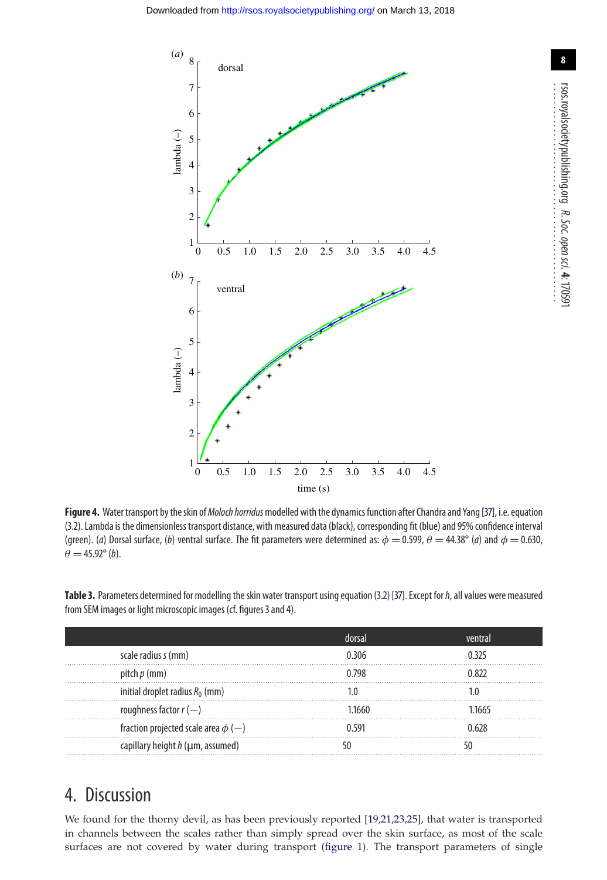**Figure 4.** Water transport by the skin of *Moloch horridus* modelled with the dynamics function after Chandra and Yang [37], i.e. equation (3.2). Lambda is the dimensionless transport distance, with measured data (black), corresponding fit (blue) and 95% confidence interval (green). (*a*) Dorsal surface, (*b*) ventral surface. The fit parameters were determined as: $\phi = 0.599$, $\theta = 44.38°$ (*a*) and $\phi = 0.630$, $\theta = 45.92°$ (*b*).

**Table 3.** Parameters determined for modelling the skin water transport using equation (3.2) [37]. Except for $h$, all values were measured from SEM images or light microscopic images (cf. figures 3 and 4).

| | dorsal | ventral |
|---|---|---|
| scale radius $s$ (mm) | 0.306 | 0.325 |
| pitch $p$ (mm) | 0.798 | 0.822 |
| initial droplet radius $R_0$ (mm) | 1.0 | 1.0 |
| roughness factor $r$ (—) | 1.1660 | 1.1665 |
| fraction projected scale area $\phi$ (—) | 0.591 | 0.628 |
| capillary height $h$ (µm, assumed) | 50 | 50 |

## 4. Discussion

We found for the thorny devil, as has been previously reported [19,21,23,25], that water is transported in channels between the scales rather than simply spread over the skin surface, as most of the scale surfaces are not covered by water during transport (figure 1). The transport parameters of single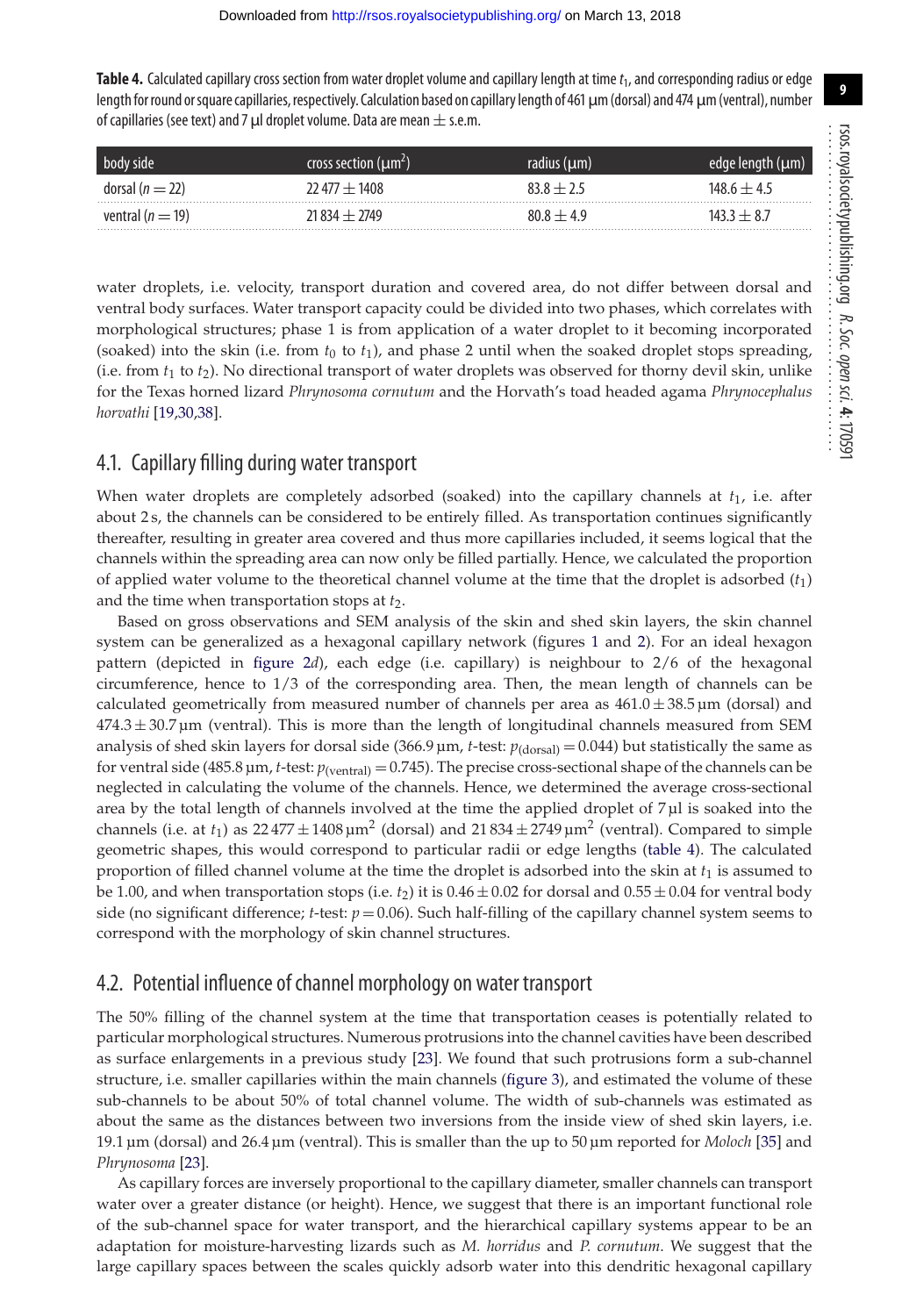**Table 4.** Calculated capillary cross section from water droplet volume and capillary length at time $t_1$, and corresponding radius or edge length for round or square capillaries, respectively. Calculation based on capillary length of 461 µm (dorsal) and 474 µm (ventral), number of capillaries (see text) and 7 µl droplet volume. Data are mean ± s.e.m.

| body side | cross section (µm$^2$) | radius (µm) | edge length (µm) |
|---|---|---|---|
| dorsal ($n = 22$) | 22 477 ± 1408 | 83.8 ± 2.5 | 148.6 ± 4.5 |
| ventral ($n = 19$) | 21 834 ± 2749 | 80.8 ± 4.9 | 143.3 ± 8.7 |

water droplets, i.e. velocity, transport duration and covered area, do not differ between dorsal and ventral body surfaces. Water transport capacity could be divided into two phases, which correlates with morphological structures; phase 1 is from application of a water droplet to it becoming incorporated (soaked) into the skin (i.e. from $t_0$ to $t_1$), and phase 2 until when the soaked droplet stops spreading, (i.e. from $t_1$ to $t_2$). No directional transport of water droplets was observed for thorny devil skin, unlike for the Texas horned lizard *Phrynosoma cornutum* and the Horvath's toad headed agama *Phrynocephalus horvathi* [19,30,38].

## 4.1. Capillary filling during water transport

When water droplets are completely adsorbed (soaked) into the capillary channels at $t_1$, i.e. after about 2 s, the channels can be considered to be entirely filled. As transportation continues significantly thereafter, resulting in greater area covered and thus more capillaries included, it seems logical that the channels within the spreading area can now only be filled partially. Hence, we calculated the proportion of applied water volume to the theoretical channel volume at the time that the droplet is adsorbed ($t_1$) and the time when transportation stops at $t_2$.

Based on gross observations and SEM analysis of the skin and shed skin layers, the skin channel system can be generalized as a hexagonal capillary network (figures 1 and 2). For an ideal hexagon pattern (depicted in figure 2*d*), each edge (i.e. capillary) is neighbour to 2/6 of the hexagonal circumference, hence to 1/3 of the corresponding area. Then, the mean length of channels can be calculated geometrically from measured number of channels per area as 461.0 ± 38.5 µm (dorsal) and 474.3 ± 30.7 µm (ventral). This is more than the length of longitudinal channels measured from SEM analysis of shed skin layers for dorsal side (366.9 µm, *t*-test: $p_{(\text{dorsal})} = 0.044$) but statistically the same as for ventral side (485.8 µm, *t*-test: $p_{(\text{ventral})} = 0.745$). The precise cross-sectional shape of the channels can be neglected in calculating the volume of the channels. Hence, we determined the average cross-sectional area by the total length of channels involved at the time the applied droplet of 7 µl is soaked into the channels (i.e. at $t_1$) as 22 477 ± 1408 µm$^2$ (dorsal) and 21 834 ± 2749 µm$^2$ (ventral). Compared to simple geometric shapes, this would correspond to particular radii or edge lengths (table 4). The calculated proportion of filled channel volume at the time the droplet is adsorbed into the skin at $t_1$ is assumed to be 1.00, and when transportation stops (i.e. $t_2$) it is 0.46 ± 0.02 for dorsal and 0.55 ± 0.04 for ventral body side (no significant difference; *t*-test: $p = 0.06$). Such half-filling of the capillary channel system seems to correspond with the morphology of skin channel structures.

## 4.2. Potential influence of channel morphology on water transport

The 50% filling of the channel system at the time that transportation ceases is potentially related to particular morphological structures. Numerous protrusions into the channel cavities have been described as surface enlargements in a previous study [23]. We found that such protrusions form a sub-channel structure, i.e. smaller capillaries within the main channels (figure 3), and estimated the volume of these sub-channels to be about 50% of total channel volume. The width of sub-channels was estimated as about the same as the distances between two inversions from the inside view of shed skin layers, i.e. 19.1 µm (dorsal) and 26.4 µm (ventral). This is smaller than the up to 50 µm reported for *Moloch* [35] and *Phrynosoma* [23].

As capillary forces are inversely proportional to the capillary diameter, smaller channels can transport water over a greater distance (or height). Hence, we suggest that there is an important functional role of the sub-channel space for water transport, and the hierarchical capillary systems appear to be an adaptation for moisture-harvesting lizards such as *M. horridus* and *P. cornutum*. We suggest that the large capillary spaces between the scales quickly adsorb water into this dendritic hexagonal capillary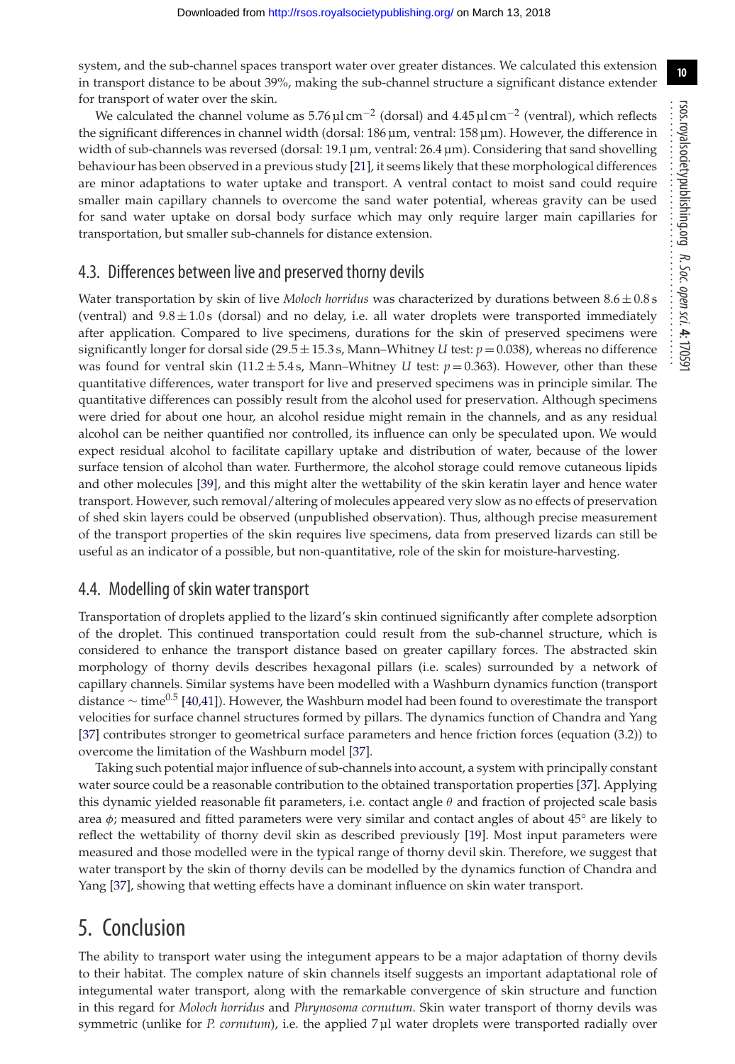system, and the sub-channel spaces transport water over greater distances. We calculated this extension in transport distance to be about 39%, making the sub-channel structure a significant distance extender for transport of water over the skin.

We calculated the channel volume as 5.76 µl cm$^{-2}$ (dorsal) and 4.45 µl cm$^{-2}$ (ventral), which reflects the significant differences in channel width (dorsal: 186 µm, ventral: 158 µm). However, the difference in width of sub-channels was reversed (dorsal: 19.1 µm, ventral: 26.4 µm). Considering that sand shovelling behaviour has been observed in a previous study [21], it seems likely that these morphological differences are minor adaptations to water uptake and transport. A ventral contact to moist sand could require smaller main capillary channels to overcome the sand water potential, whereas gravity can be used for sand water uptake on dorsal body surface which may only require larger main capillaries for transportation, but smaller sub-channels for distance extension.

## 4.3. Differences between live and preserved thorny devils

Water transportation by skin of live *Moloch horridus* was characterized by durations between $8.6 \pm 0.8$ s (ventral) and $9.8 \pm 1.0$ s (dorsal) and no delay, i.e. all water droplets were transported immediately after application. Compared to live specimens, durations for the skin of preserved specimens were significantly longer for dorsal side ($29.5 \pm 15.3$ s, Mann–Whitney $U$ test: $p = 0.038$), whereas no difference was found for ventral skin ($11.2 \pm 5.4$ s, Mann–Whitney $U$ test: $p = 0.363$). However, other than these quantitative differences, water transport for live and preserved specimens was in principle similar. The quantitative differences can possibly result from the alcohol used for preservation. Although specimens were dried for about one hour, an alcohol residue might remain in the channels, and as any residual alcohol can be neither quantified nor controlled, its influence can only be speculated upon. We would expect residual alcohol to facilitate capillary uptake and distribution of water, because of the lower surface tension of alcohol than water. Furthermore, the alcohol storage could remove cutaneous lipids and other molecules [39], and this might alter the wettability of the skin keratin layer and hence water transport. However, such removal/altering of molecules appeared very slow as no effects of preservation of shed skin layers could be observed (unpublished observation). Thus, although precise measurement of the transport properties of the skin requires live specimens, data from preserved lizards can still be useful as an indicator of a possible, but non-quantitative, role of the skin for moisture-harvesting.

## 4.4. Modelling of skin water transport

Transportation of droplets applied to the lizard's skin continued significantly after complete adsorption of the droplet. This continued transportation could result from the sub-channel structure, which is considered to enhance the transport distance based on greater capillary forces. The abstracted skin morphology of thorny devils describes hexagonal pillars (i.e. scales) surrounded by a network of capillary channels. Similar systems have been modelled with a Washburn dynamics function (transport distance $\sim$ time$^{0.5}$ [40,41]). However, the Washburn model had been found to overestimate the transport velocities for surface channel structures formed by pillars. The dynamics function of Chandra and Yang [37] contributes stronger to geometrical surface parameters and hence friction forces (equation (3.2)) to overcome the limitation of the Washburn model [37].

Taking such potential major influence of sub-channels into account, a system with principally constant water source could be a reasonable contribution to the obtained transportation properties [37]. Applying this dynamic yielded reasonable fit parameters, i.e. contact angle $\theta$ and fraction of projected scale basis area $\phi$; measured and fitted parameters were very similar and contact angles of about 45° are likely to reflect the wettability of thorny devil skin as described previously [19]. Most input parameters were measured and those modelled were in the typical range of thorny devil skin. Therefore, we suggest that water transport by the skin of thorny devils can be modelled by the dynamics function of Chandra and Yang [37], showing that wetting effects have a dominant influence on skin water transport.

# 5. Conclusion

The ability to transport water using the integument appears to be a major adaptation of thorny devils to their habitat. The complex nature of skin channels itself suggests an important adaptational role of integumental water transport, along with the remarkable convergence of skin structure and function in this regard for *Moloch horridus* and *Phrynosoma cornutum*. Skin water transport of thorny devils was symmetric (unlike for *P. cornutum*), i.e. the applied 7 µl water droplets were transported radially over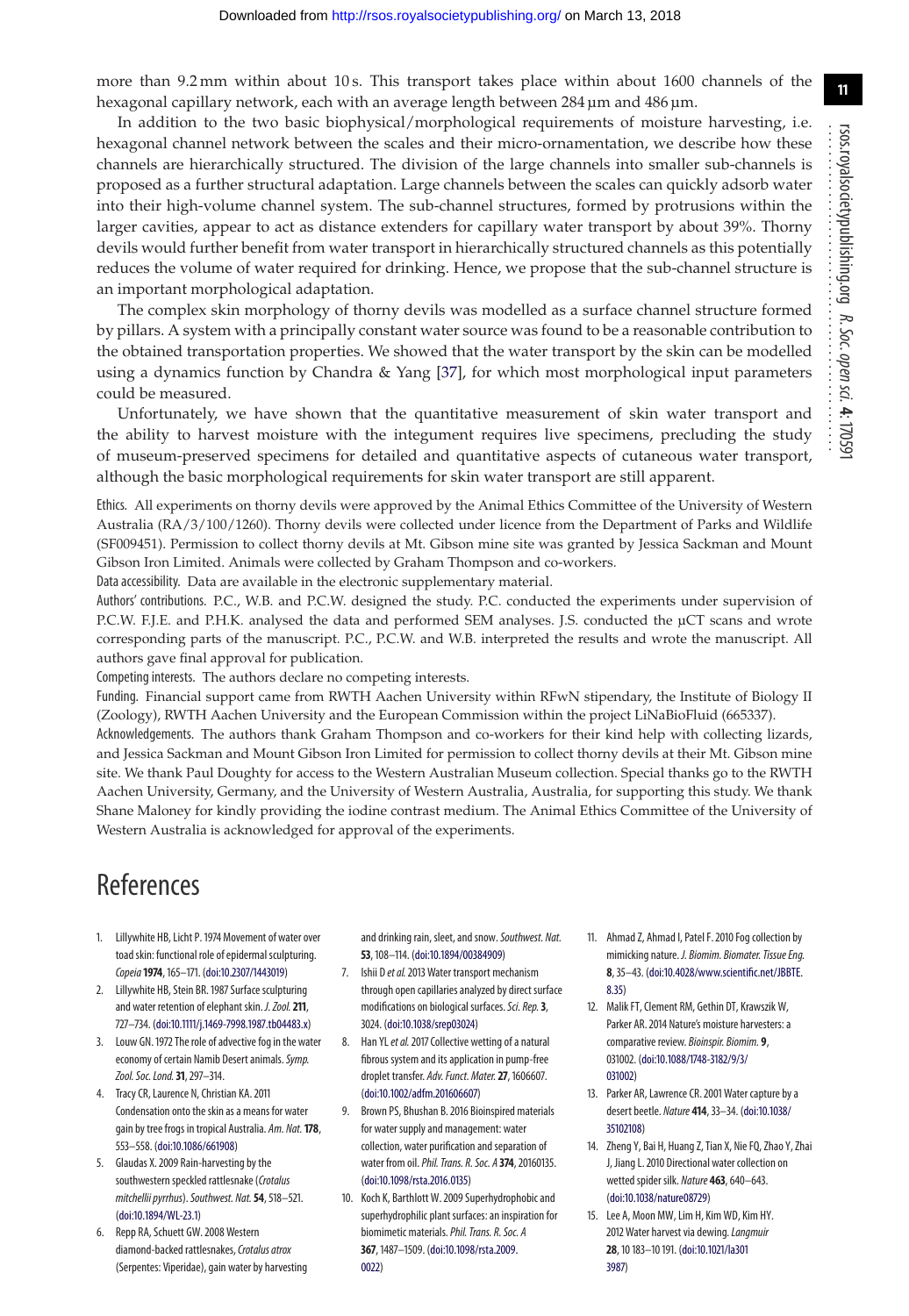more than 9.2 mm within about 10 s. This transport takes place within about 1600 channels of the hexagonal capillary network, each with an average length between 284 µm and 486 µm.

In addition to the two basic biophysical/morphological requirements of moisture harvesting, i.e. hexagonal channel network between the scales and their micro-ornamentation, we describe how these channels are hierarchically structured. The division of the large channels into smaller sub-channels is proposed as a further structural adaptation. Large channels between the scales can quickly adsorb water into their high-volume channel system. The sub-channel structures, formed by protrusions within the larger cavities, appear to act as distance extenders for capillary water transport by about 39%. Thorny devils would further benefit from water transport in hierarchically structured channels as this potentially reduces the volume of water required for drinking. Hence, we propose that the sub-channel structure is an important morphological adaptation.

The complex skin morphology of thorny devils was modelled as a surface channel structure formed by pillars. A system with a principally constant water source was found to be a reasonable contribution to the obtained transportation properties. We showed that the water transport by the skin can be modelled using a dynamics function by Chandra & Yang [37], for which most morphological input parameters could be measured.

Unfortunately, we have shown that the quantitative measurement of skin water transport and the ability to harvest moisture with the integument requires live specimens, precluding the study of museum-preserved specimens for detailed and quantitative aspects of cutaneous water transport, although the basic morphological requirements for skin water transport are still apparent.

Ethics. All experiments on thorny devils were approved by the Animal Ethics Committee of the University of Western Australia (RA/3/100/1260). Thorny devils were collected under licence from the Department of Parks and Wildlife (SF009451). Permission to collect thorny devils at Mt. Gibson mine site was granted by Jessica Sackman and Mount Gibson Iron Limited. Animals were collected by Graham Thompson and co-workers.

Data accessibility. Data are available in the electronic supplementary material.

Authors' contributions. P.C., W.B. and P.C.W. designed the study. P.C. conducted the experiments under supervision of P.C.W. F.J.E. and P.H.K. analysed the data and performed SEM analyses. J.S. conducted the µCT scans and wrote corresponding parts of the manuscript. P.C., P.C.W. and W.B. interpreted the results and wrote the manuscript. All authors gave final approval for publication.

Competing interests. The authors declare no competing interests.

Funding. Financial support came from RWTH Aachen University within RFwN stipendary, the Institute of Biology II (Zoology), RWTH Aachen University and the European Commission within the project LiNaBioFluid (665337).

Acknowledgements. The authors thank Graham Thompson and co-workers for their kind help with collecting lizards, and Jessica Sackman and Mount Gibson Iron Limited for permission to collect thorny devils at their Mt. Gibson mine site. We thank Paul Doughty for access to the Western Australian Museum collection. Special thanks go to the RWTH Aachen University, Germany, and the University of Western Australia, Australia, for supporting this study. We thank Shane Maloney for kindly providing the iodine contrast medium. The Animal Ethics Committee of the University of Western Australia is acknowledged for approval of the experiments.

# References

1. Lillywhite HB, Licht P. 1974 Movement of water over toad skin: functional role of epidermal sculpturing. *Copeia* **1974**, 165–171. (doi:10.2307/1443019)
2. Lillywhite HB, Stein BR. 1987 Surface sculpturing and water retention of elephant skin. *J. Zool.* **211**, 727–734. (doi:10.1111/j.1469-7998.1987.tb04483.x)
3. Louw GN. 1972 The role of advective fog in the water economy of certain Namib Desert animals. *Symp. Zool. Soc. Lond.* **31**, 297–314.
4. Tracy CR, Laurence N, Christian KA. 2011 Condensation onto the skin as a means for water gain by tree frogs in tropical Australia. *Am. Nat.* **178**, 553–558. (doi:10.1086/661908)
5. Glaudas X. 2009 Rain-harvesting by the southwestern speckled rattlesnake (*Crotalus mitchellii pyrrhus*). *Southwest. Nat.* **54**, 518–521. (doi:10.1894/WL-23.1)
6. Repp RA, Schuett GW. 2008 Western diamond-backed rattlesnakes, *Crotalus atrox* (Serpentes: Viperidae), gain water by harvesting and drinking rain, sleet, and snow. *Southwest. Nat.* **53**, 108–114. (doi:10.1894/00384909)
7. Ishii D *et al.* 2013 Water transport mechanism through open capillaries analyzed by direct surface modifications on biological surfaces. *Sci. Rep.* **3**, 3024. (doi:10.1038/srep03024)
8. Han YL *et al.* 2017 Collective wetting of a natural fibrous system and its application in pump-free droplet transfer. *Adv. Funct. Mater.* **27**, 1606607. (doi:10.1002/adfm.201606607)
9. Brown PS, Bhushan B. 2016 Bioinspired materials for water supply and management: water collection, water purification and separation of water from oil. *Phil. Trans. R. Soc. A* **374**, 20160135. (doi:10.1098/rsta.2016.0135)
10. Koch K, Barthlott W. 2009 Superhydrophobic and superhydrophilic plant surfaces: an inspiration for biomimetic materials. *Phil. Trans. R. Soc. A* **367**, 1487–1509. (doi:10.1098/rsta.2009.0022)
11. Ahmad Z, Ahmad I, Patel F. 2010 Fog collection by mimicking nature. *J. Biomim. Biomater. Tissue Eng.* **8**, 35–43. (doi:10.4028/www.scientific.net/JBBTE.8.35)
12. Malik FT, Clement RM, Gethin DT, Krawszik W, Parker AR. 2014 Nature's moisture harvesters: a comparative review. *Bioinspir. Biomim.* **9**, 031002. (doi:10.1088/1748-3182/9/3/031002)
13. Parker AR, Lawrence CR. 2001 Water capture by a desert beetle. *Nature* **414**, 33–34. (doi:10.1038/35102108)
14. Zheng Y, Bai H, Huang Z, Tian X, Nie FQ, Zhao Y, Zhai J, Jiang L. 2010 Directional water collection on wetted spider silk. *Nature* **463**, 640–643. (doi:10.1038/nature08729)
15. Lee A, Moon MW, Lim H, Kim WD, Kim HY. 2012 Water harvest via dewing. *Langmuir* **28**, 10 183–10 191. (doi:10.1021/la3013987)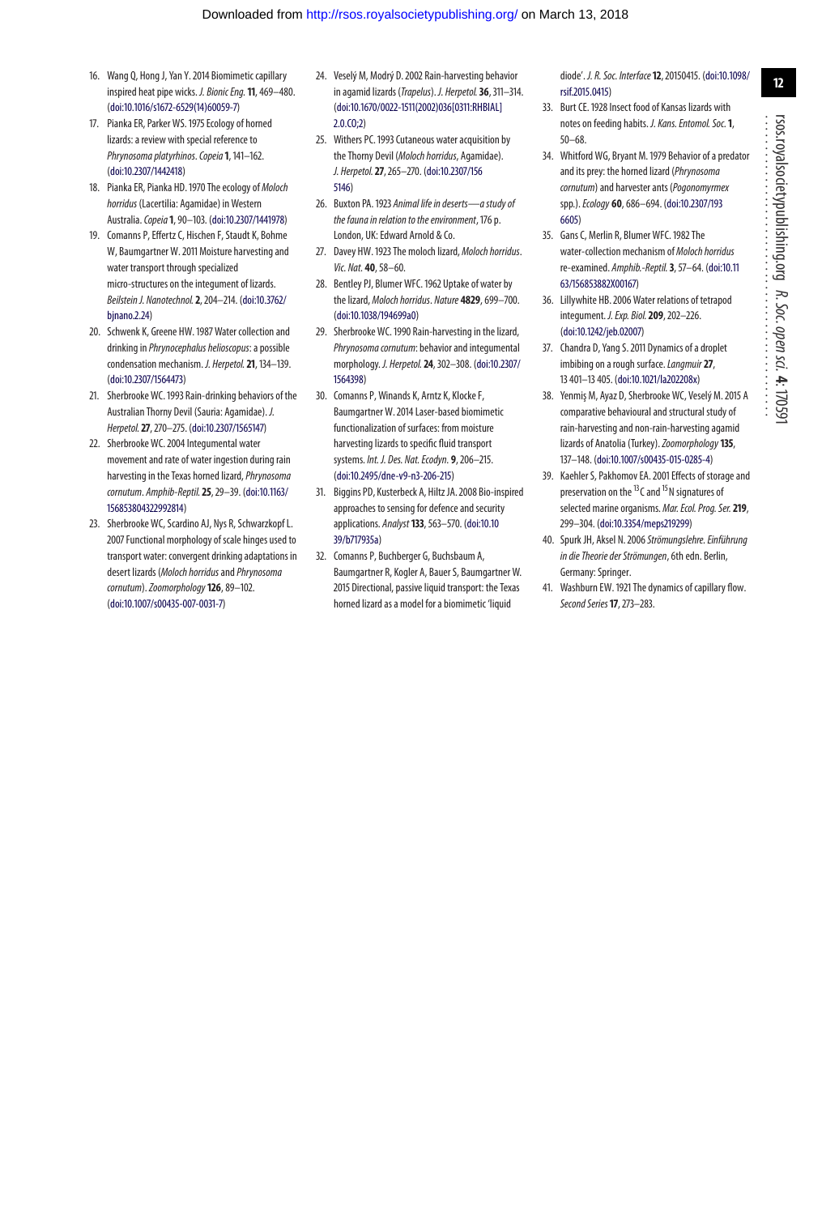16. Wang Q, Hong J, Yan Y. 2014 Biomimetic capillary inspired heat pipe wicks. *J. Bionic Eng.* **11**, 469–480. (doi:10.1016/s1672-6529(14)60059-7)
17. Pianka ER, Parker WS. 1975 Ecology of horned lizards: a review with special reference to *Phrynosoma platyrhinos*. *Copeia* **1**, 141–162. (doi:10.2307/1442418)
18. Pianka ER, Pianka HD. 1970 The ecology of *Moloch horridus* (Lacertilia: Agamidae) in Western Australia. *Copeia* **1**, 90–103. (doi:10.2307/1441978)
19. Comanns P, Effertz C, Hischen F, Staudt K, Bohme W, Baumgartner W. 2011 Moisture harvesting and water transport through specialized micro-structures on the integument of lizards. *Beilstein J. Nanotechnol.* **2**, 204–214. (doi:10.3762/bjnano.2.24)
20. Schwenk K, Greene HW. 1987 Water collection and drinking in *Phrynocephalus helioscopus*: a possible condensation mechanism. *J. Herpetol.* **21**, 134–139. (doi:10.2307/1564473)
21. Sherbrooke WC. 1993 Rain-drinking behaviors of the Australian Thorny Devil (Sauria: Agamidae). *J. Herpetol.* **27**, 270–275. (doi:10.2307/1565147)
22. Sherbrooke WC. 2004 Integumental water movement and rate of water ingestion during rain harvesting in the Texas horned lizard, *Phrynosoma cornutum*. *Amphib-Reptil.* **25**, 29–39. (doi:10.1163/156853804322992814)
23. Sherbrooke WC, Scardino AJ, Nys R, Schwarzkopf L. 2007 Functional morphology of scale hinges used to transport water: convergent drinking adaptations in desert lizards (*Moloch horridus* and *Phrynosoma cornutum*). *Zoomorphology* **126**, 89–102. (doi:10.1007/s00435-007-0031-7)
24. Veselý M, Modrý D. 2002 Rain-harvesting behavior in agamid lizards (*Trapelus*). *J. Herpetol.* **36**, 311–314. (doi:10.1670/0022-1511(2002)036[0311:RHBIAL]2.0.CO;2)
25. Withers PC. 1993 Cutaneous water acquisition by the Thorny Devil (*Moloch horridus*, Agamidae). *J. Herpetol.* **27**, 265–270. (doi:10.2307/1565146)
26. Buxton PA. 1923 *Animal life in deserts—a study of the fauna in relation to the environment*, 176 p. London, UK: Edward Arnold & Co.
27. Davey HW. 1923 The moloch lizard, *Moloch horridus*. *Vic. Nat.* **40**, 58–60.
28. Bentley PJ, Blumer WFC. 1962 Uptake of water by the lizard, *Moloch horridus*. *Nature* **4829**, 699–700. (doi:10.1038/194699a0)
29. Sherbrooke WC. 1990 Rain-harvesting in the lizard, *Phrynosoma cornutum*: behavior and integumental morphology. *J. Herpetol.* **24**, 302–308. (doi:10.2307/1564398)
30. Comanns P, Winands K, Arntz K, Klocke F, Baumgartner W. 2014 Laser-based biomimetic functionalization of surfaces: from moisture harvesting lizards to specific fluid transport systems. *Int. J. Des. Nat. Ecodyn.* **9**, 206–215. (doi:10.2495/dne-v9-n3-206-215)
31. Biggins PD, Kusterbeck A, Hiltz JA. 2008 Bio-inspired approaches to sensing for defence and security applications. *Analyst* **133**, 563–570. (doi:10.1039/b717935a)
32. Comanns P, Buchberger G, Buchsbaum A, Baumgartner R, Kogler A, Bauer S, Baumgartner W. 2015 Directional, passive liquid transport: the Texas horned lizard as a model for a biomimetic 'liquid diode'. *J. R. Soc. Interface* **12**, 20150415. (doi:10.1098/rsif.2015.0415)
33. Burt CE. 1928 Insect food of Kansas lizards with notes on feeding habits. *J. Kans. Entomol. Soc.* **1**, 50–68.
34. Whitford WG, Bryant M. 1979 Behavior of a predator and its prey: the horned lizard (*Phrynosoma cornutum*) and harvester ants (*Pogonomyrmex* spp.). *Ecology* **60**, 686–694. (doi:10.2307/1936605)
35. Gans C, Merlin R, Blumer WFC. 1982 The water-collection mechanism of *Moloch horridus* re-examined. *Amphib.-Reptil.* **3**, 57–64. (doi:10.1163/156853882X00167)
36. Lillywhite HB. 2006 Water relations of tetrapod integument. *J. Exp. Biol.* **209**, 202–226. (doi:10.1242/jeb.02007)
37. Chandra D, Yang S. 2011 Dynamics of a droplet imbibing on a rough surface. *Langmuir* **27**, 13 401–13 405. (doi:10.1021/la202208x)
38. Yenmiş M, Ayaz D, Sherbrooke WC, Veselý M. 2015 A comparative behavioural and structural study of rain-harvesting and non-rain-harvesting agamid lizards of Anatolia (Turkey). *Zoomorphology* **135**, 137–148. (doi:10.1007/s00435-015-0285-4)
39. Kaehler S, Pakhomov EA. 2001 Effects of storage and preservation on the $^{13}$C and $^{15}$N signatures of selected marine organisms. *Mar. Ecol. Prog. Ser.* **219**, 299–304. (doi:10.3354/meps219299)
40. Spurk JH, Aksel N. 2006 *Strömungslehre. Einführung in die Theorie der Strömungen*, 6th edn. Berlin, Germany: Springer.
41. Washburn EW. 1921 The dynamics of capillary flow. *Second Series* **17**, 273–283.